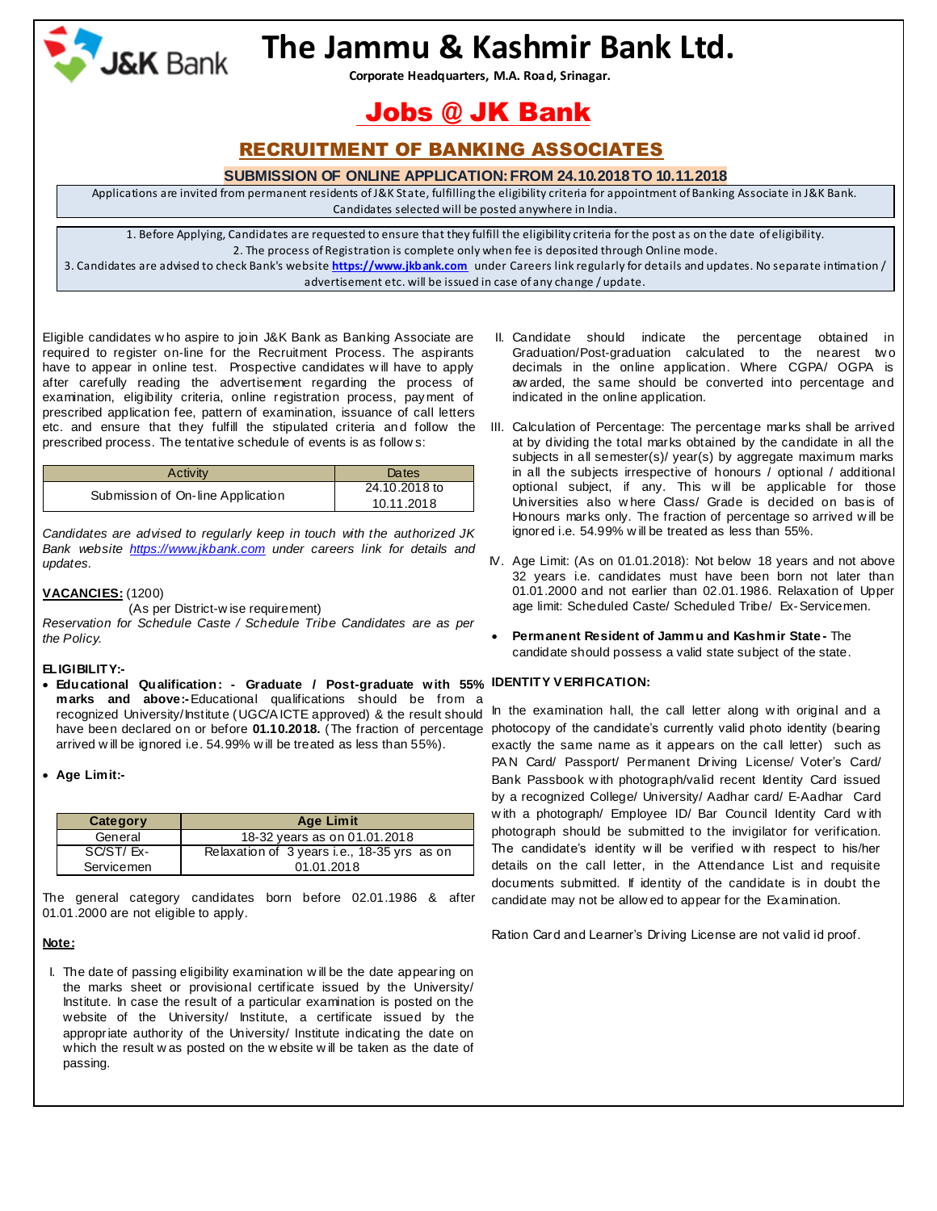# The Jammu & Kashmir Bank Ltd.

**Corporate Headquarters, M.A. Road, Srinagar.**

## Jobs @ JK Bank

## RECRUITMENT OF BANKING ASSOCIATES

### SUBMISSION OF ONLINE APPLICATION: FROM 24.10.2018 TO 10.11.2018

Applications are invited from permanent residents of J&K State, fulfilling the eligibility criteria for appointment of Banking Associate in J&K Bank. Candidates selected will be posted anywhere in India.

1. Before Applying, Candidates are requested to ensure that they fulfill the eligibility criteria for the post as on the date of eligibility.
2. The process of Registration is complete only when fee is deposited through Online mode.
3. Candidates are advised to check Bank's website **https://www.jkbank.com** under Careers link regularly for details and updates. No separate intimation / advertisement etc. will be issued in case of any change / update.

Eligible candidates who aspire to join J&K Bank as Banking Associate are required to register on-line for the Recruitment Process. The aspirants have to appear in online test. Prospective candidates will have to apply after carefully reading the advertisement regarding the process of examination, eligibility criteria, online registration process, payment of prescribed application fee, pattern of examination, issuance of call letters etc. and ensure that they fulfill the stipulated criteria and follow the prescribed process. The tentative schedule of events is as follows:

| Activity | Dates |
|---|---|
| Submission of On-line Application | 24.10.2018 to 10.11.2018 |

*Candidates are advised to regularly keep in touch with the authorized JK Bank website https://www.jkbank.com under careers link for details and updates.*

**VACANCIES:** (1200)
(As per District-wise requirement)
*Reservation for Schedule Caste / Schedule Tribe Candidates are as per the Policy.*

**ELIGIBILITY:-**

- **Educational Qualification: - Graduate / Post-graduate with 55% marks and above:-** Educational qualifications should be from a recognized University/Institute (UGC/AICTE approved) & the result should have been declared on or before **01.10.2018.** (The fraction of percentage arrived will be ignored i.e. 54.99% will be treated as less than 55%).

- **Age Limit:-**

| Category | Age Limit |
|---|---|
| General | 18-32 years as on 01.01.2018 |
| SC/ST/ Ex-Servicemen | Relaxation of 3 years i.e., 18-35 yrs as on 01.01.2018 |

The general category candidates born before 02.01.1986 & after 01.01.2000 are not eligible to apply.

**Note:**

I. The date of passing eligibility examination will be the date appearing on the marks sheet or provisional certificate issued by the University/ Institute. In case the result of a particular examination is posted on the website of the University/ Institute, a certificate issued by the appropriate authority of the University/ Institute indicating the date on which the result was posted on the website will be taken as the date of passing.

II. Candidate should indicate the percentage obtained in Graduation/Post-graduation calculated to the nearest two decimals in the online application. Where CGPA/ OGPA is awarded, the same should be converted into percentage and indicated in the online application.

III. Calculation of Percentage: The percentage marks shall be arrived at by dividing the total marks obtained by the candidate in all the subjects in all semester(s)/ year(s) by aggregate maximum marks in all the subjects irrespective of honours / optional / additional optional subject, if any. This will be applicable for those Universities also where Class/ Grade is decided on basis of Honours marks only. The fraction of percentage so arrived will be ignored i.e. 54.99% will be treated as less than 55%.

IV. Age Limit: (As on 01.01.2018): Not below 18 years and not above 32 years i.e. candidates must have been born not later than 01.01.2000 and not earlier than 02.01.1986. Relaxation of Upper age limit: Scheduled Caste/ Scheduled Tribe/ Ex-Servicemen.

- **Permanent Resident of Jammu and Kashmir State -** The candidate should possess a valid state subject of the state.

**IDENTITY VERIFICATION:**

In the examination hall, the call letter along with original and a photocopy of the candidate's currently valid photo identity (bearing exactly the same name as it appears on the call letter) such as PAN Card/ Passport/ Permanent Driving License/ Voter's Card/ Bank Passbook with photograph/valid recent Identity Card issued by a recognized College/ University/ Aadhar card/ E-Aadhar Card with a photograph/ Employee ID/ Bar Council Identity Card with photograph should be submitted to the invigilator for verification. The candidate's identity will be verified with respect to his/her details on the call letter, in the Attendance List and requisite documents submitted. If identity of the candidate is in doubt the candidate may not be allowed to appear for the Examination.

Ration Card and Learner's Driving License are not valid id proof.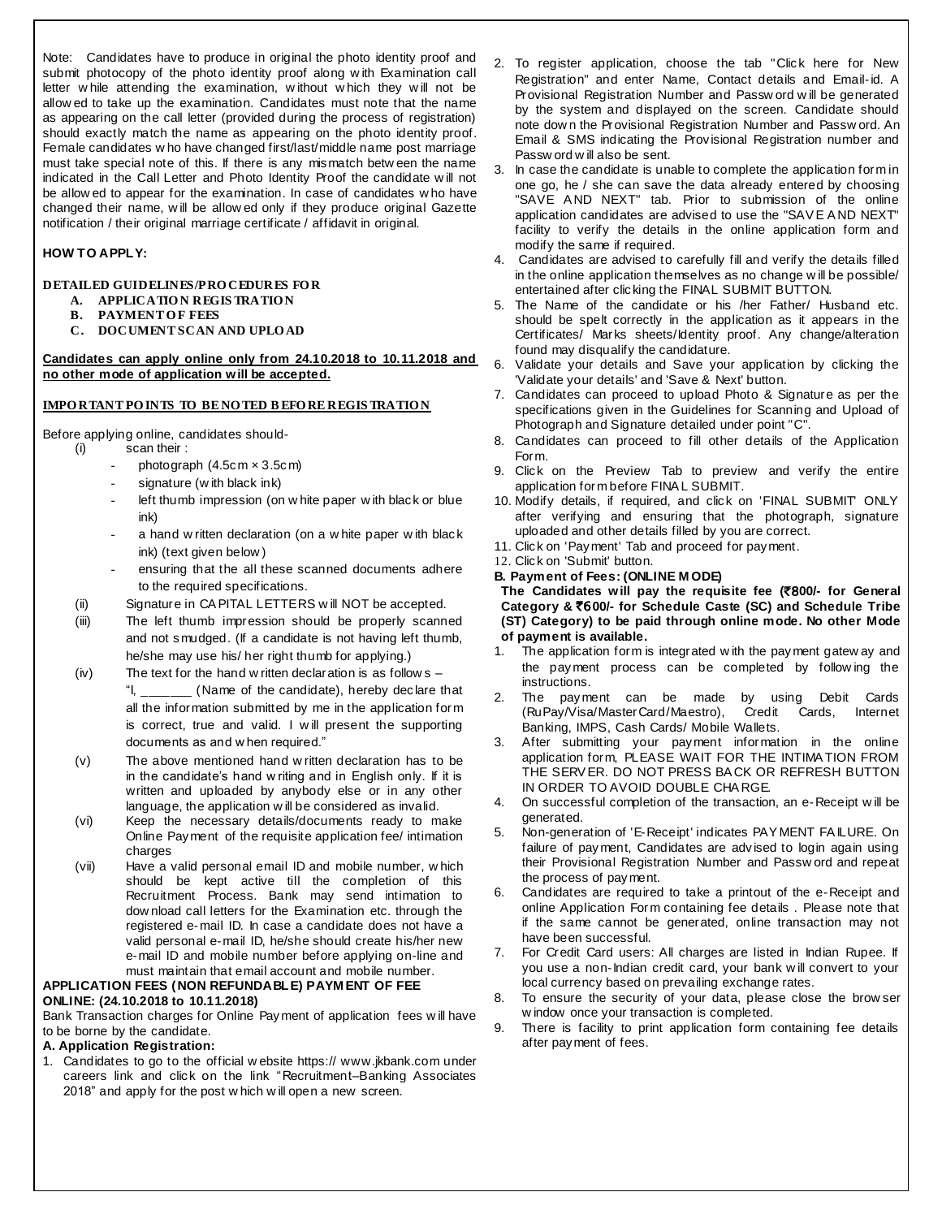Note: Candidates have to produce in original the photo identity proof and submit photocopy of the photo identity proof along with Examination call letter while attending the examination, without which they will not be allowed to take up the examination. Candidates must note that the name as appearing on the call letter (provided during the process of registration) should exactly match the name as appearing on the photo identity proof. Female candidates who have changed first/last/middle name post marriage must take special note of this. If there is any mismatch between the name indicated in the Call Letter and Photo Identity Proof the candidate will not be allowed to appear for the examination. In case of candidates who have changed their name, will be allowed only if they produce original Gazette notification / their original marriage certificate / affidavit in original.

**HOW TO APPLY:**

**DETAILED GUIDELINES/PROCEDURES FOR**

- **A. APPLICATION REGISTRATION**
- **B. PAYMENT OF FEES**
- **C. DOCUMENT SCAN AND UPLOAD**

**Candidates can apply online only from 24.10.2018 to 10.11.2018 and no other mode of application will be accepted.**

**IMPORTANT POINTS TO BE NOTED BEFORE REGISTRATION**

Before applying online, candidates should-

(i) scan their :
- photograph (4.5cm × 3.5cm)
- signature (with black ink)
- left thumb impression (on white paper with black or blue ink)
- a hand written declaration (on a white paper with black ink) (text given below)
- ensuring that the all these scanned documents adhere to the required specifications.

(ii) Signature in CAPITAL LETTERS will NOT be accepted.

(iii) The left thumb impression should be properly scanned and not smudged. (If a candidate is not having left thumb, he/she may use his/ her right thumb for applying.)

(iv) The text for the hand written declaration is as follows – "I, _______ (Name of the candidate), hereby declare that all the information submitted by me in the application form is correct, true and valid. I will present the supporting documents as and when required."

(v) The above mentioned hand written declaration has to be in the candidate's hand writing and in English only. If it is written and uploaded by anybody else or in any other language, the application will be considered as invalid.

(vi) Keep the necessary details/documents ready to make Online Payment of the requisite application fee/ intimation charges

(vii) Have a valid personal email ID and mobile number, which should be kept active till the completion of this Recruitment Process. Bank may send intimation to download call letters for the Examination etc. through the registered e-mail ID. In case a candidate does not have a valid personal e-mail ID, he/she should create his/her new e-mail ID and mobile number before applying on-line and must maintain that email account and mobile number.

**APPLICATION FEES (NON REFUNDABLE) PAYMENT OF FEE ONLINE: (24.10.2018 to 10.11.2018)**

Bank Transaction charges for Online Payment of application fees will have to be borne by the candidate.

**A. Application Registration:**

1. Candidates to go to the official website https:// www.jkbank.com under careers link and click on the link "Recruitment–Banking Associates 2018" and apply for the post which will open a new screen.
2. To register application, choose the tab "Click here for New Registration" and enter Name, Contact details and Email-id. A Provisional Registration Number and Password will be generated by the system and displayed on the screen. Candidate should note down the Provisional Registration Number and Password. An Email & SMS indicating the Provisional Registration number and Password will also be sent.
3. In case the candidate is unable to complete the application form in one go, he / she can save the data already entered by choosing "SAVE AND NEXT" tab. Prior to submission of the online application candidates are advised to use the "SAVE AND NEXT" facility to verify the details in the online application form and modify the same if required.
4. Candidates are advised to carefully fill and verify the details filled in the online application themselves as no change will be possible/ entertained after clicking the FINAL SUBMIT BUTTON.
5. The Name of the candidate or his /her Father/ Husband etc. should be spelt correctly in the application as it appears in the Certificates/ Marks sheets/Identity proof. Any change/alteration found may disqualify the candidature.
6. Validate your details and Save your application by clicking the 'Validate your details' and 'Save & Next' button.
7. Candidates can proceed to upload Photo & Signature as per the specifications given in the Guidelines for Scanning and Upload of Photograph and Signature detailed under point "C".
8. Candidates can proceed to fill other details of the Application Form.
9. Click on the Preview Tab to preview and verify the entire application form before FINAL SUBMIT.
10. Modify details, if required, and click on 'FINAL SUBMIT' ONLY after verifying and ensuring that the photograph, signature uploaded and other details filled by you are correct.
11. Click on 'Payment' Tab and proceed for payment.
12. Click on 'Submit' button.

**B. Payment of Fees: (ONLINE MODE)**

**The Candidates will pay the requisite fee (₹800/- for General Category & ₹600/- for Schedule Caste (SC) and Schedule Tribe (ST) Category) to be paid through online mode. No other Mode of payment is available.**

1. The application form is integrated with the payment gateway and the payment process can be completed by following the instructions.
2. The payment can be made by using Debit Cards (RuPay/Visa/MasterCard/Maestro), Credit Cards, Internet Banking, IMPS, Cash Cards/ Mobile Wallets.
3. After submitting your payment information in the online application form, PLEASE WAIT FOR THE INTIMATION FROM THE SERVER. DO NOT PRESS BACK OR REFRESH BUTTON IN ORDER TO AVOID DOUBLE CHARGE.
4. On successful completion of the transaction, an e-Receipt will be generated.
5. Non-generation of 'E-Receipt' indicates PAYMENT FAILURE. On failure of payment, Candidates are advised to login again using their Provisional Registration Number and Password and repeat the process of payment.
6. Candidates are required to take a printout of the e-Receipt and online Application Form containing fee details . Please note that if the same cannot be generated, online transaction may not have been successful.
7. For Credit Card users: All charges are listed in Indian Rupee. If you use a non-Indian credit card, your bank will convert to your local currency based on prevailing exchange rates.
8. To ensure the security of your data, please close the browser window once your transaction is completed.
9. There is facility to print application form containing fee details after payment of fees.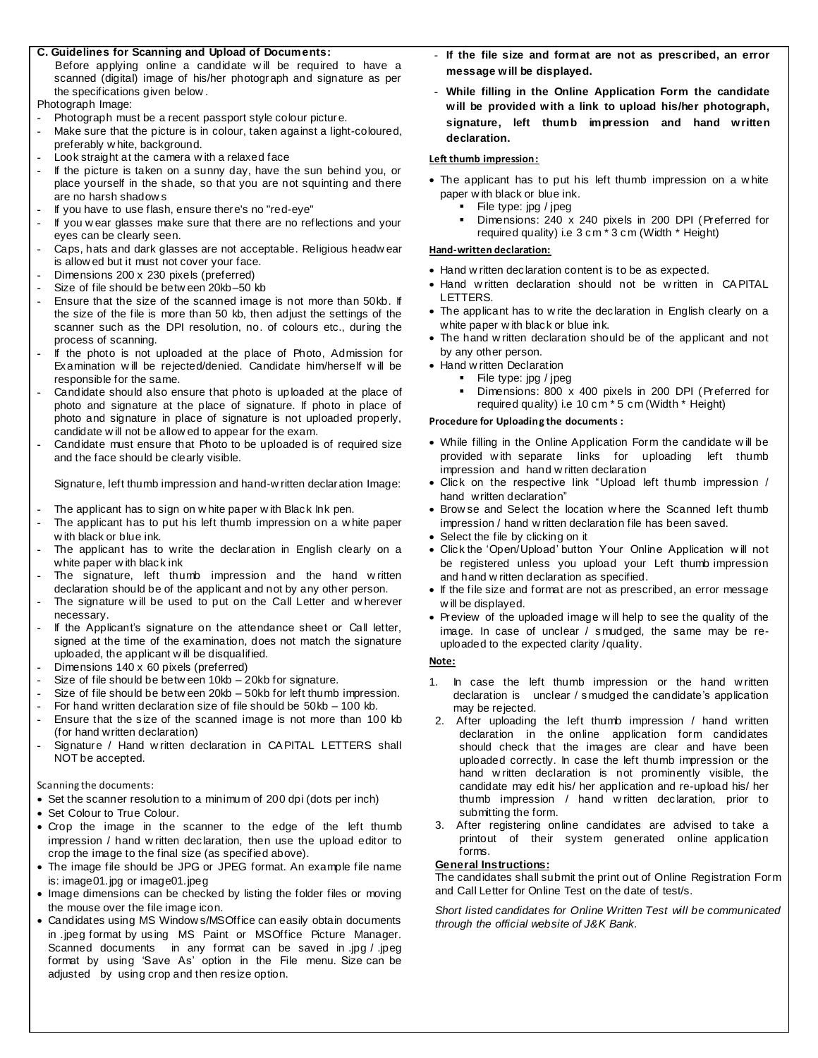**C. Guidelines for Scanning and Upload of Documents:**

Before applying online a candidate will be required to have a scanned (digital) image of his/her photograph and signature as per the specifications given below.

Photograph Image:

- Photograph must be a recent passport style colour picture.
- Make sure that the picture is in colour, taken against a light-coloured, preferably white, background.
- Look straight at the camera with a relaxed face
- If the picture is taken on a sunny day, have the sun behind you, or place yourself in the shade, so that you are not squinting and there are no harsh shadows
- If you have to use flash, ensure there's no "red-eye"
- If you wear glasses make sure that there are no reflections and your eyes can be clearly seen.
- Caps, hats and dark glasses are not acceptable. Religious headwear is allowed but it must not cover your face.
- Dimensions 200 x 230 pixels (preferred)
- Size of file should be between 20kb–50 kb
- Ensure that the size of the scanned image is not more than 50kb. If the size of the file is more than 50 kb, then adjust the settings of the scanner such as the DPI resolution, no. of colours etc., during the process of scanning.
- If the photo is not uploaded at the place of Photo, Admission for Examination will be rejected/denied. Candidate him/herself will be responsible for the same.
- Candidate should also ensure that photo is uploaded at the place of photo and signature at the place of signature. If photo in place of photo and signature in place of signature is not uploaded properly, candidate will not be allowed to appear for the exam.
- Candidate must ensure that Photo to be uploaded is of required size and the face should be clearly visible.

Signature, left thumb impression and hand-written declaration Image:

- The applicant has to sign on white paper with Black Ink pen.
- The applicant has to put his left thumb impression on a white paper with black or blue ink.
- The applicant has to write the declaration in English clearly on a white paper with black ink
- The signature, left thumb impression and the hand written declaration should be of the applicant and not by any other person.
- The signature will be used to put on the Call Letter and wherever necessary.
- If the Applicant's signature on the attendance sheet or Call letter, signed at the time of the examination, does not match the signature uploaded, the applicant will be disqualified.
- Dimensions 140 x 60 pixels (preferred)
- Size of file should be between 10kb – 20kb for signature.
- Size of file should be between 20kb – 50kb for left thumb impression.
- For hand written declaration size of file should be 50kb – 100 kb.
- Ensure that the size of the scanned image is not more than 100 kb (for hand written declaration)
- Signature / Hand written declaration in CAPITAL LETTERS shall NOT be accepted.

Scanning the documents:

- Set the scanner resolution to a minimum of 200 dpi (dots per inch)
- Set Colour to True Colour.
- Crop the image in the scanner to the edge of the left thumb impression / hand written declaration, then use the upload editor to crop the image to the final size (as specified above).
- The image file should be JPG or JPEG format. An example file name is: image01.jpg or image01.jpeg
- Image dimensions can be checked by listing the folder files or moving the mouse over the file image icon.
- Candidates using MS Windows/MSOffice can easily obtain documents in .jpeg format by using MS Paint or MSOffice Picture Manager. Scanned documents in any format can be saved in .jpg / .jpeg format by using 'Save As' option in the File menu. Size can be adjusted by using crop and then resize option.

- **If the file size and format are not as prescribed, an error message will be displayed.**
- **While filling in the Online Application Form the candidate will be provided with a link to upload his/her photograph, signature, left thumb impression and hand written declaration.**

**Left thumb impression:**

- The applicant has to put his left thumb impression on a white paper with black or blue ink.
  - File type: jpg / jpeg
  - Dimensions: 240 x 240 pixels in 200 DPI (Preferred for required quality) i.e 3 cm * 3 cm (Width * Height)

**Hand-written declaration:**

- Hand written declaration content is to be as expected.
- Hand written declaration should not be written in CAPITAL LETTERS.
- The applicant has to write the declaration in English clearly on a white paper with black or blue ink.
- The hand written declaration should be of the applicant and not by any other person.
- Hand written Declaration
  - File type: jpg / jpeg
  - Dimensions: 800 x 400 pixels in 200 DPI (Preferred for required quality) i.e 10 cm * 5 cm (Width * Height)

**Procedure for Uploading the documents :**

- While filling in the Online Application Form the candidate will be provided with separate links for uploading left thumb impression and hand written declaration
- Click on the respective link "Upload left thumb impression / hand written declaration"
- Browse and Select the location where the Scanned left thumb impression / hand written declaration file has been saved.
- Select the file by clicking on it
- Click the 'Open/Upload' button Your Online Application will not be registered unless you upload your Left thumb impression and hand written declaration as specified.
- If the file size and format are not as prescribed, an error message will be displayed.
- Preview of the uploaded image will help to see the quality of the image. In case of unclear / smudged, the same may be re-uploaded to the expected clarity /quality.

**Note:**

1. In case the left thumb impression or the hand written declaration is unclear / smudged the candidate's application may be rejected.
2. After uploading the left thumb impression / hand written declaration in the online application form candidates should check that the images are clear and have been uploaded correctly. In case the left thumb impression or the hand written declaration is not prominently visible, the candidate may edit his/ her application and re-upload his/ her thumb impression / hand written declaration, prior to submitting the form.
3. After registering online candidates are advised to take a printout of their system generated online application forms.

**General Instructions:**

The candidates shall submit the print out of Online Registration Form and Call Letter for Online Test on the date of test/s.

*Short listed candidates for Online Written Test will be communicated through the official website of J&K Bank.*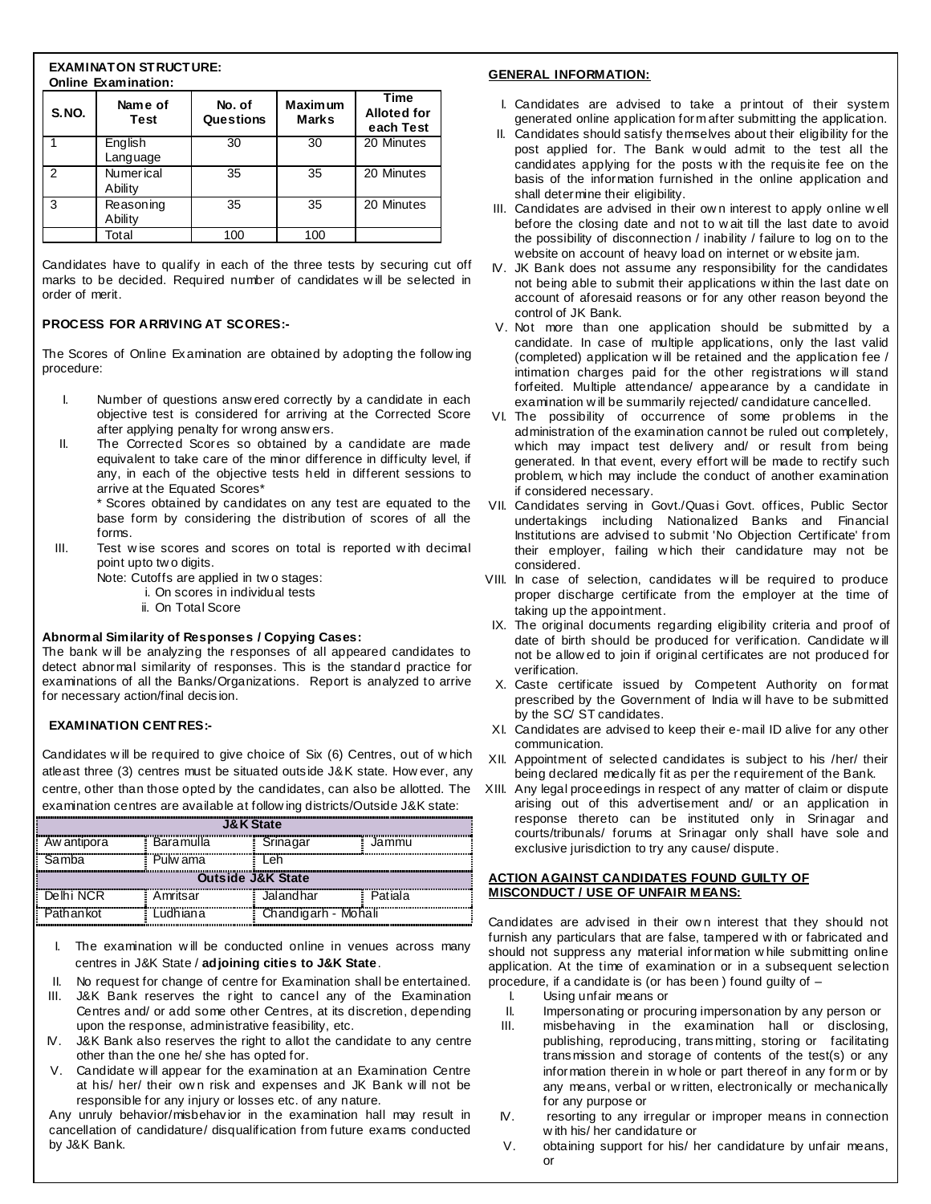**EXAMINATON STRUCTURE:**
**Online Examination:**

| S.NO. | Name of Test | No. of Questions | Maximum Marks | Time Alloted for each Test |
|---|---|---|---|---|
| 1 | English Language | 30 | 30 | 20 Minutes |
| 2 | Numerical Ability | 35 | 35 | 20 Minutes |
| 3 | Reasoning Ability | 35 | 35 | 20 Minutes |
| | Total | 100 | 100 | |

Candidates have to qualify in each of the three tests by securing cut off marks to be decided. Required number of candidates will be selected in order of merit.

**PROCESS FOR ARRIVING AT SCORES:-**

The Scores of Online Examination are obtained by adopting the following procedure:

I. Number of questions answered correctly by a candidate in each objective test is considered for arriving at the Corrected Score after applying penalty for wrong answers.
II. The Corrected Scores so obtained by a candidate are made equivalent to take care of the minor difference in difficulty level, if any, in each of the objective tests held in different sessions to arrive at the Equated Scores*

   * Scores obtained by candidates on any test are equated to the base form by considering the distribution of scores of all the forms.
III. Test wise scores and scores on total is reported with decimal point upto two digits.

   Note: Cutoffs are applied in two stages:
   i. On scores in individual tests
   ii. On Total Score

**Abnormal Similarity of Responses / Copying Cases:**
The bank will be analyzing the responses of all appeared candidates to detect abnormal similarity of responses. This is the standard practice for examinations of all the Banks/Organizations. Report is analyzed to arrive for necessary action/final decision.

**EXAMINATION CENTRES:-**

Candidates will be required to give choice of Six (6) Centres, out of which atleast three (3) centres must be situated outside J&K state. However, any centre, other than those opted by the candidates, can also be allotted. The examination centres are available at following districts/Outside J&K state:

| J&K State | | | |
|---|---|---|---|
| Awantipora | Baramulla | Srinagar | Jammu |
| Samba | Pulwama | Leh | |
| **Outside J&K State** | | | |
| Delhi NCR | Amritsar | Jalandhar | Patiala |
| Pathankot | Ludhiana | Chandigarh - Mohali | |

I. The examination will be conducted online in venues across many centres in J&K State / **adjoining cities to J&K State**.
II. No request for change of centre for Examination shall be entertained.
III. J&K Bank reserves the right to cancel any of the Examination Centres and/ or add some other Centres, at its discretion, depending upon the response, administrative feasibility, etc.
IV. J&K Bank also reserves the right to allot the candidate to any centre other than the one he/ she has opted for.
V. Candidate will appear for the examination at an Examination Centre at his/ her/ their own risk and expenses and JK Bank will not be responsible for any injury or losses etc. of any nature.

Any unruly behavior/misbehavior in the examination hall may result in cancellation of candidature/ disqualification from future exams conducted by J&K Bank.

**GENERAL INFORMATION:**

I. Candidates are advised to take a printout of their system generated online application form after submitting the application.
II. Candidates should satisfy themselves about their eligibility for the post applied for. The Bank would admit to the test all the candidates applying for the posts with the requisite fee on the basis of the information furnished in the online application and shall determine their eligibility.
III. Candidates are advised in their own interest to apply online well before the closing date and not to wait till the last date to avoid the possibility of disconnection / inability / failure to log on to the website on account of heavy load on internet or website jam.
IV. JK Bank does not assume any responsibility for the candidates not being able to submit their applications within the last date on account of aforesaid reasons or for any other reason beyond the control of JK Bank.
V. Not more than one application should be submitted by a candidate. In case of multiple applications, only the last valid (completed) application will be retained and the application fee / intimation charges paid for the other registrations will stand forfeited. Multiple attendance/ appearance by a candidate in examination will be summarily rejected/ candidature cancelled.
VI. The possibility of occurrence of some problems in the administration of the examination cannot be ruled out completely, which may impact test delivery and/ or result from being generated. In that event, every effort will be made to rectify such problem, which may include the conduct of another examination if considered necessary.
VII. Candidates serving in Govt./Quasi Govt. offices, Public Sector undertakings including Nationalized Banks and Financial Institutions are advised to submit 'No Objection Certificate' from their employer, failing which their candidature may not be considered.
VIII. In case of selection, candidates will be required to produce proper discharge certificate from the employer at the time of taking up the appointment.
IX. The original documents regarding eligibility criteria and proof of date of birth should be produced for verification. Candidate will not be allowed to join if original certificates are not produced for verification.
X. Caste certificate issued by Competent Authority on format prescribed by the Government of India will have to be submitted by the SC/ ST candidates.
XI. Candidates are advised to keep their e-mail ID alive for any other communication.
XII. Appointment of selected candidates is subject to his /her/ their being declared medically fit as per the requirement of the Bank.
XIII. Any legal proceedings in respect of any matter of claim or dispute arising out of this advertisement and/ or an application in response thereto can be instituted only in Srinagar and courts/tribunals/ forums at Srinagar only shall have sole and exclusive jurisdiction to try any cause/ dispute.

**ACTION AGAINST CANDIDATES FOUND GUILTY OF MISCONDUCT / USE OF UNFAIR MEANS:**

Candidates are advised in their own interest that they should not furnish any particulars that are false, tampered with or fabricated and should not suppress any material information while submitting online application. At the time of examination or in a subsequent selection procedure, if a candidate is (or has been ) found guilty of –

I. Using unfair means or
II. Impersonating or procuring impersonation by any person or
III. misbehaving in the examination hall or disclosing, publishing, reproducing, transmitting, storing or facilitating transmission and storage of contents of the test(s) or any information therein in whole or part thereof in any form or by any means, verbal or written, electronically or mechanically for any purpose or
IV. resorting to any irregular or improper means in connection with his/ her candidature or
V. obtaining support for his/ her candidature by unfair means, or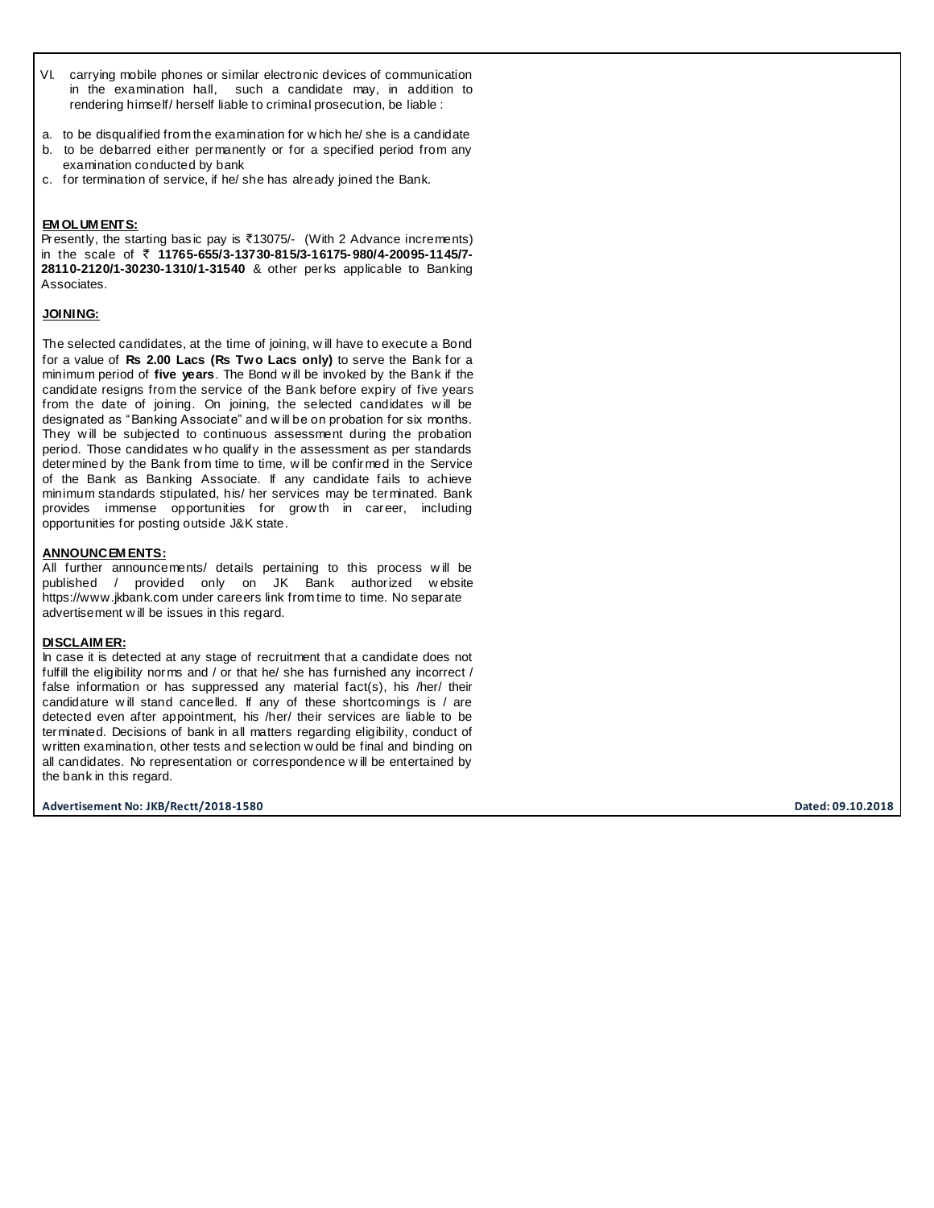VI. carrying mobile phones or similar electronic devices of communication in the examination hall, such a candidate may, in addition to rendering himself/ herself liable to criminal prosecution, be liable :

a. to be disqualified from the examination for which he/ she is a candidate
b. to be debarred either permanently or for a specified period from any examination conducted by bank
c. for termination of service, if he/ she has already joined the Bank.

**EMOLUMENTS:**

Presently, the starting basic pay is ₹13075/- (With 2 Advance increments) in the scale of ₹ **11765-655/3-13730-815/3-16175-980/4-20095-1145/7-28110-2120/1-30230-1310/1-31540** & other perks applicable to Banking Associates.

**JOINING:**

The selected candidates, at the time of joining, will have to execute a Bond for a value of **Rs 2.00 Lacs (Rs Two Lacs only)** to serve the Bank for a minimum period of **five years**. The Bond will be invoked by the Bank if the candidate resigns from the service of the Bank before expiry of five years from the date of joining. On joining, the selected candidates will be designated as "Banking Associate" and will be on probation for six months. They will be subjected to continuous assessment during the probation period. Those candidates who qualify in the assessment as per standards determined by the Bank from time to time, will be confirmed in the Service of the Bank as Banking Associate. If any candidate fails to achieve minimum standards stipulated, his/ her services may be terminated. Bank provides immense opportunities for growth in career, including opportunities for posting outside J&K state.

**ANNOUNCEMENTS:**

All further announcements/ details pertaining to this process will be published / provided only on JK Bank authorized website https://www.jkbank.com under careers link from time to time. No separate advertisement will be issues in this regard.

**DISCLAIMER:**

In case it is detected at any stage of recruitment that a candidate does not fulfill the eligibility norms and / or that he/ she has furnished any incorrect / false information or has suppressed any material fact(s), his /her/ their candidature will stand cancelled. If any of these shortcomings is / are detected even after appointment, his /her/ their services are liable to be terminated. Decisions of bank in all matters regarding eligibility, conduct of written examination, other tests and selection would be final and binding on all candidates. No representation or correspondence will be entertained by the bank in this regard.

**Advertisement No: JKB/Rectt/2018-1580** **Dated: 09.10.2018**